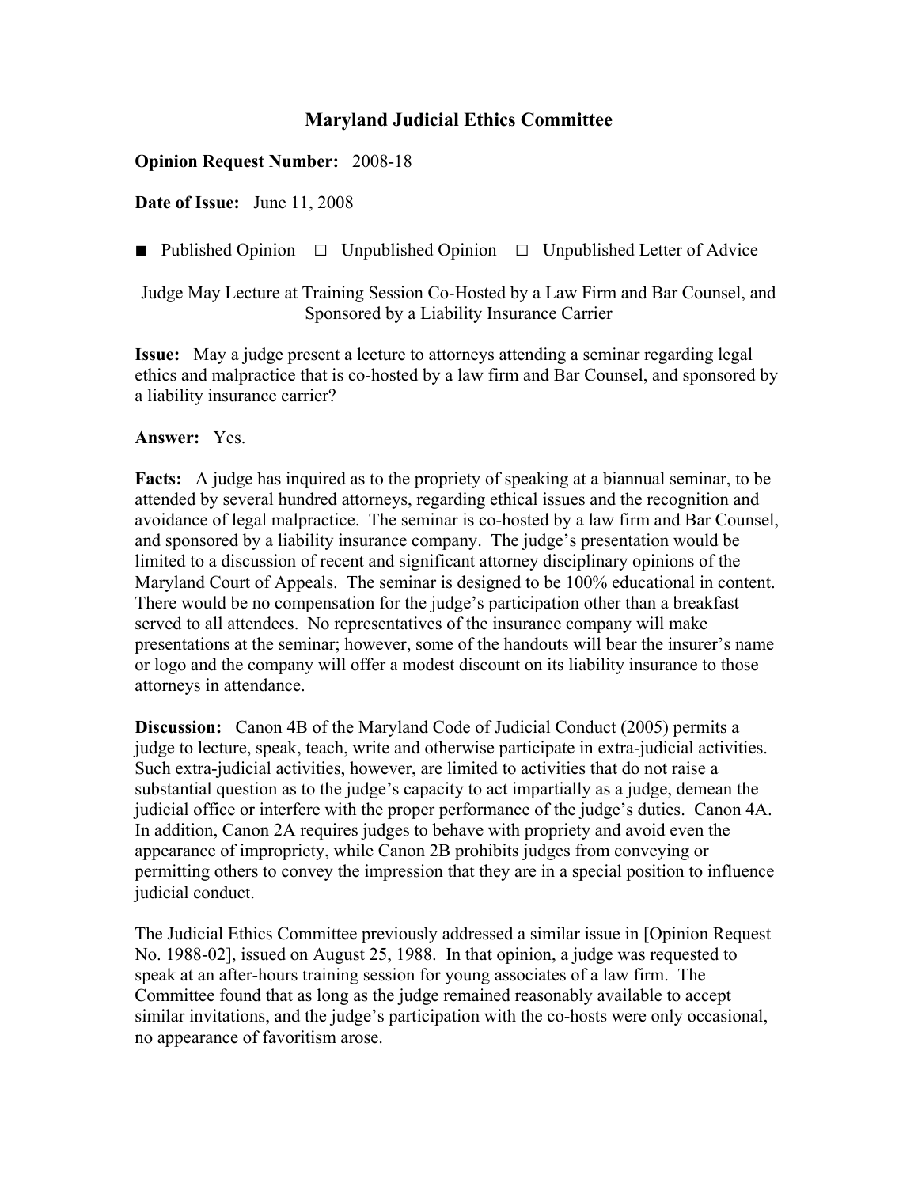# Maryland Judicial Ethics Committee

**Opinion Request Number:** 2008-18

**Date of Issue:** June 11, 2008

■ Published Opinion □ Unpublished Opinion □ Unpublished Letter of Advice

Judge May Lecture at Training Session Co-Hosted by a Law Firm and Bar Counsel, and Sponsored by a Liability Insurance Carrier

**Issue:** May a judge present a lecture to attorneys attending a seminar regarding legal ethics and malpractice that is co-hosted by a law firm and Bar Counsel, and sponsored by a liability insurance carrier?

**Answer:** Yes.

**Facts:** A judge has inquired as to the propriety of speaking at a biannual seminar, to be attended by several hundred attorneys, regarding ethical issues and the recognition and avoidance of legal malpractice. The seminar is co-hosted by a law firm and Bar Counsel, and sponsored by a liability insurance company. The judge's presentation would be limited to a discussion of recent and significant attorney disciplinary opinions of the Maryland Court of Appeals. The seminar is designed to be 100% educational in content. There would be no compensation for the judge's participation other than a breakfast served to all attendees. No representatives of the insurance company will make presentations at the seminar; however, some of the handouts will bear the insurer's name or logo and the company will offer a modest discount on its liability insurance to those attorneys in attendance.

**Discussion:** Canon 4B of the Maryland Code of Judicial Conduct (2005) permits a judge to lecture, speak, teach, write and otherwise participate in extra-judicial activities. Such extra-judicial activities, however, are limited to activities that do not raise a substantial question as to the judge's capacity to act impartially as a judge, demean the judicial office or interfere with the proper performance of the judge's duties. Canon 4A. In addition, Canon 2A requires judges to behave with propriety and avoid even the appearance of impropriety, while Canon 2B prohibits judges from conveying or permitting others to convey the impression that they are in a special position to influence judicial conduct.

The Judicial Ethics Committee previously addressed a similar issue in [Opinion Request No. 1988-02], issued on August 25, 1988. In that opinion, a judge was requested to speak at an after-hours training session for young associates of a law firm. The Committee found that as long as the judge remained reasonably available to accept similar invitations, and the judge's participation with the co-hosts were only occasional, no appearance of favoritism arose.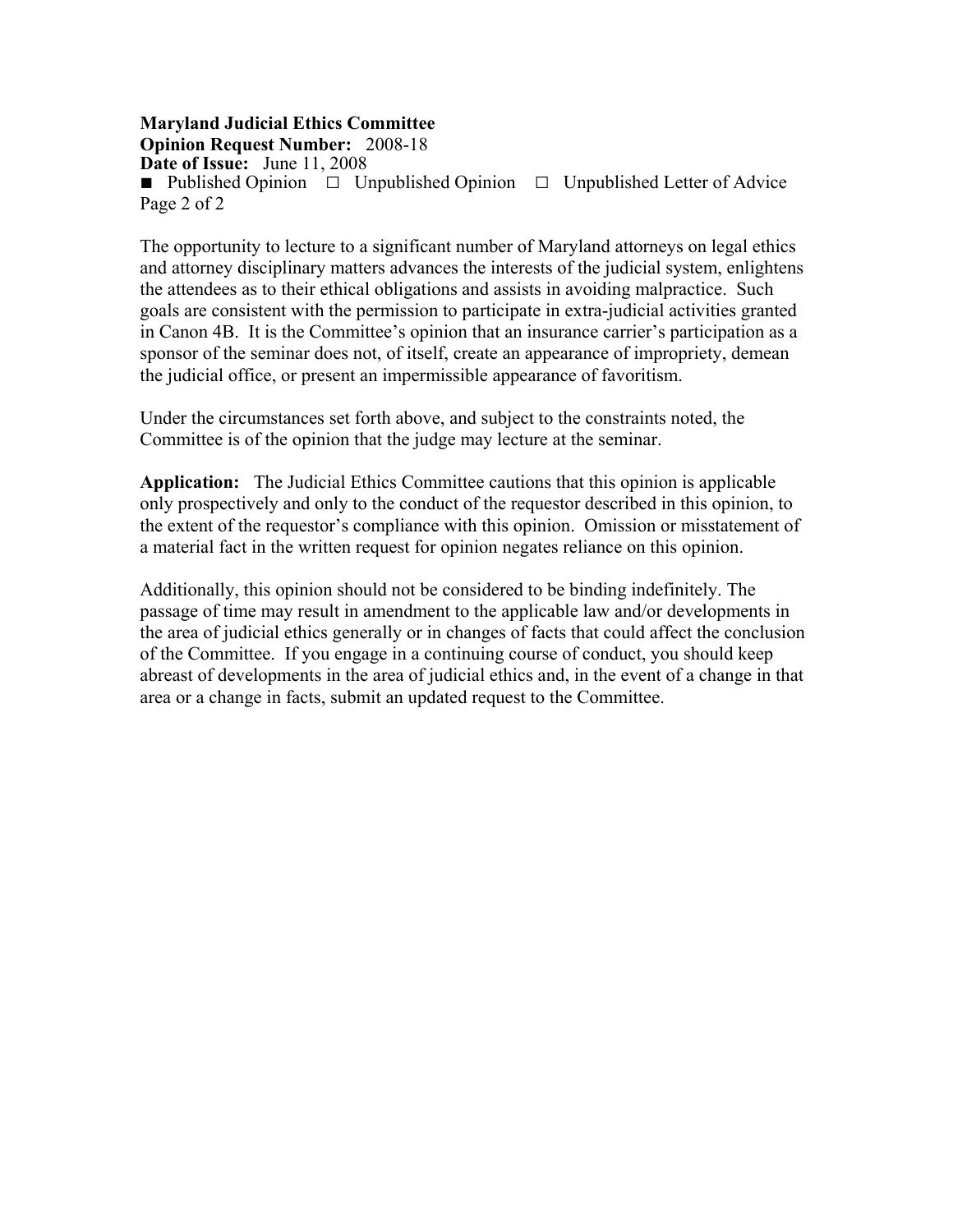The opportunity to lecture to a significant number of Maryland attorneys on legal ethics and attorney disciplinary matters advances the interests of the judicial system, enlightens the attendees as to their ethical obligations and assists in avoiding malpractice. Such goals are consistent with the permission to participate in extra-judicial activities granted in Canon 4B. It is the Committee's opinion that an insurance carrier's participation as a sponsor of the seminar does not, of itself, create an appearance of impropriety, demean the judicial office, or present an impermissible appearance of favoritism.

Under the circumstances set forth above, and subject to the constraints noted, the Committee is of the opinion that the judge may lecture at the seminar.

**Application:** The Judicial Ethics Committee cautions that this opinion is applicable only prospectively and only to the conduct of the requestor described in this opinion, to the extent of the requestor's compliance with this opinion. Omission or misstatement of a material fact in the written request for opinion negates reliance on this opinion.

Additionally, this opinion should not be considered to be binding indefinitely. The passage of time may result in amendment to the applicable law and/or developments in the area of judicial ethics generally or in changes of facts that could affect the conclusion of the Committee. If you engage in a continuing course of conduct, you should keep abreast of developments in the area of judicial ethics and, in the event of a change in that area or a change in facts, submit an updated request to the Committee.